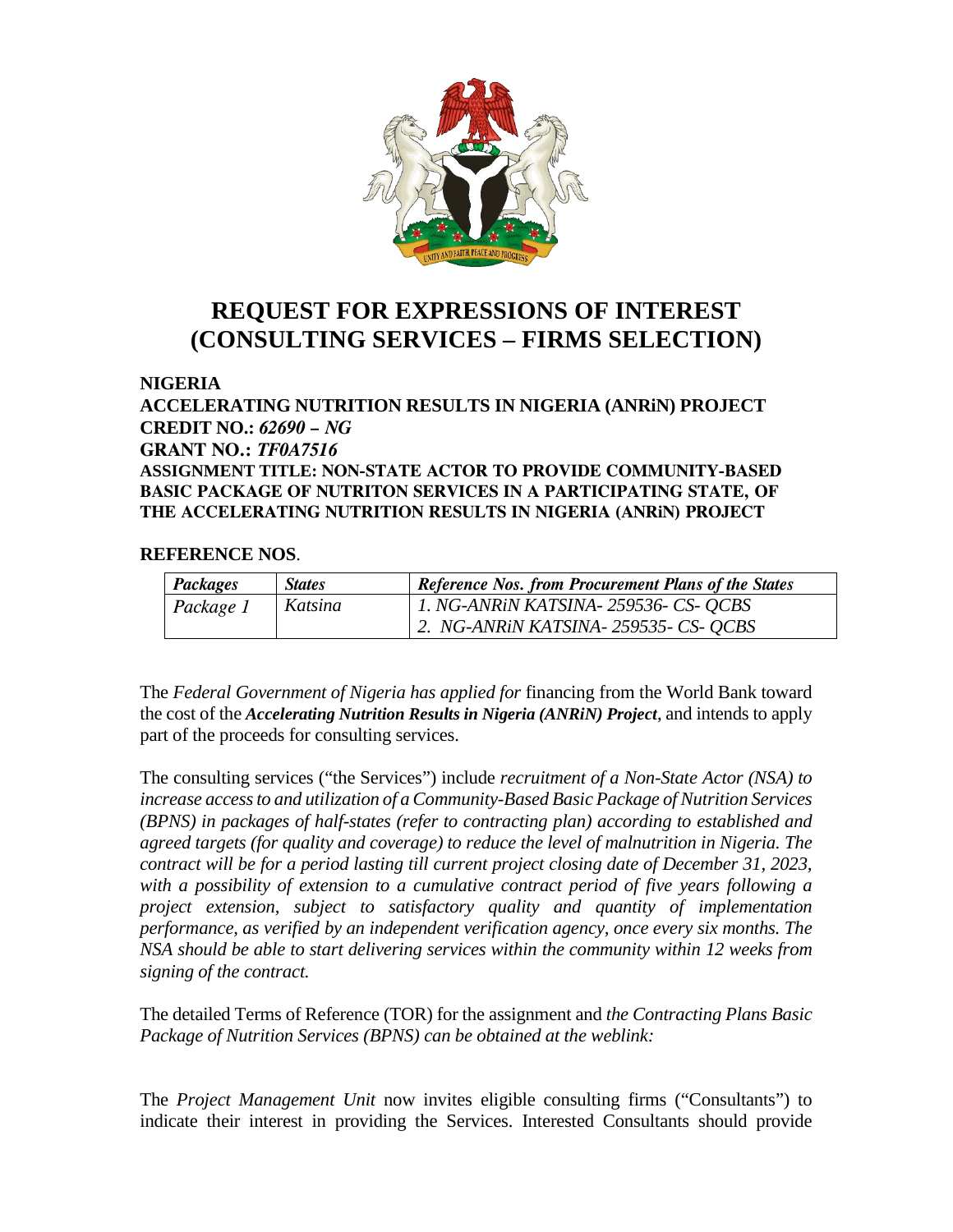# REQUEST FOR EXPRESSIONS OF INTEREST (CONSULTING SERVICES – FIRMS SELECTION)

**NIGERIA**
**ACCELERATING NUTRITION RESULTS IN NIGERIA (ANRiN) PROJECT**
**CREDIT NO.:** ***62690 – NG***
**GRANT NO.:** ***TF0A7516***
**ASSIGNMENT TITLE: NON-STATE ACTOR TO PROVIDE COMMUNITY-BASED BASIC PACKAGE OF NUTRITON SERVICES IN A PARTICIPATING STATE, OF THE ACCELERATING NUTRITION RESULTS IN NIGERIA (ANRiN) PROJECT**

**REFERENCE NOS**.

| ***Packages*** | ***States*** | ***Reference Nos. from Procurement Plans of the States*** |
|---|---|---|
| *Package 1* | *Katsina* | *1. NG-ANRiN KATSINA- 259536- CS- QCBS*<br>*2. NG-ANRiN KATSINA- 259535- CS- QCBS* |

The *Federal Government of Nigeria has applied for* financing from the World Bank toward the cost of the ***Accelerating Nutrition Results in Nigeria (ANRiN) Project***, and intends to apply part of the proceeds for consulting services.

The consulting services ("the Services") include *recruitment of a Non-State Actor (NSA) to increase access to and utilization of a Community-Based Basic Package of Nutrition Services (BPNS) in packages of half-states (refer to contracting plan) according to established and agreed targets (for quality and coverage) to reduce the level of malnutrition in Nigeria. The contract will be for a period lasting till current project closing date of December 31, 2023, with a possibility of extension to a cumulative contract period of five years following a project extension, subject to satisfactory quality and quantity of implementation performance, as verified by an independent verification agency, once every six months. The NSA should be able to start delivering services within the community within 12 weeks from signing of the contract.*

The detailed Terms of Reference (TOR) for the assignment and *the Contracting Plans Basic Package of Nutrition Services (BPNS) can be obtained at the weblink:*

The *Project Management Unit* now invites eligible consulting firms ("Consultants") to indicate their interest in providing the Services. Interested Consultants should provide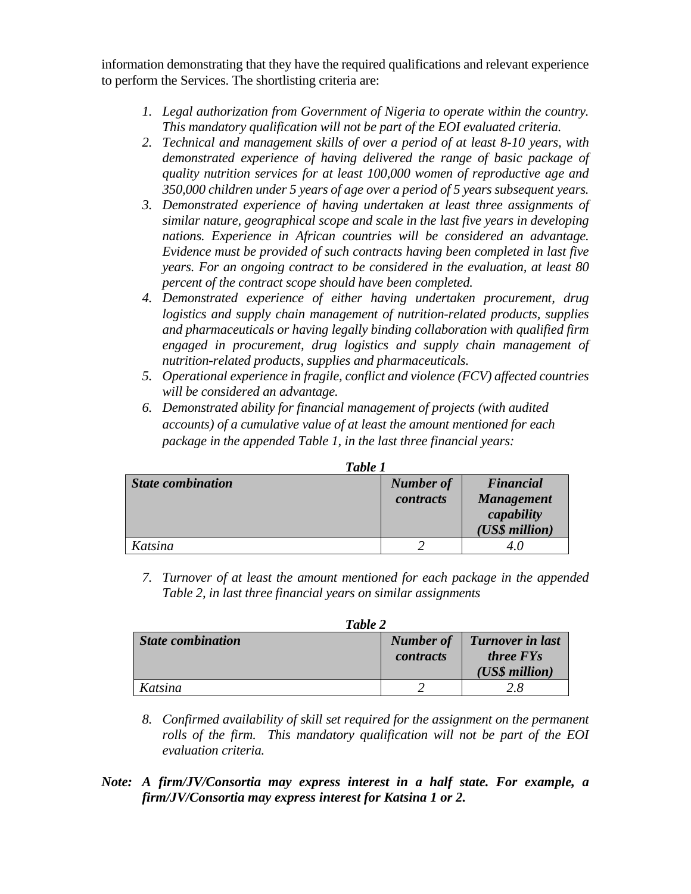information demonstrating that they have the required qualifications and relevant experience to perform the Services. The shortlisting criteria are:

1. *Legal authorization from Government of Nigeria to operate within the country. This mandatory qualification will not be part of the EOI evaluated criteria.*
2. *Technical and management skills of over a period of at least 8-10 years, with demonstrated experience of having delivered the range of basic package of quality nutrition services for at least 100,000 women of reproductive age and 350,000 children under 5 years of age over a period of 5 years subsequent years.*
3. *Demonstrated experience of having undertaken at least three assignments of similar nature, geographical scope and scale in the last five years in developing nations. Experience in African countries will be considered an advantage. Evidence must be provided of such contracts having been completed in last five years. For an ongoing contract to be considered in the evaluation, at least 80 percent of the contract scope should have been completed.*
4. *Demonstrated experience of either having undertaken procurement, drug logistics and supply chain management of nutrition-related products, supplies and pharmaceuticals or having legally binding collaboration with qualified firm engaged in procurement, drug logistics and supply chain management of nutrition-related products, supplies and pharmaceuticals.*
5. *Operational experience in fragile, conflict and violence (FCV) affected countries will be considered an advantage.*
6. *Demonstrated ability for financial management of projects (with audited accounts) of a cumulative value of at least the amount mentioned for each package in the appended Table 1, in the last three financial years:*

***Table 1***

| ***State combination*** | ***Number of contracts*** | ***Financial Management capability (US$ million)*** |
|---|---|---|
| *Katsina* | *2* | *4.0* |

7. *Turnover of at least the amount mentioned for each package in the appended Table 2, in last three financial years on similar assignments*

***Table 2***

| ***State combination*** | ***Number of contracts*** | ***Turnover in last three FYs (US$ million)*** |
|---|---|---|
| *Katsina* | *2* | *2.8* |

8. *Confirmed availability of skill set required for the assignment on the permanent rolls of the firm. This mandatory qualification will not be part of the EOI evaluation criteria.*

***Note: A firm/JV/Consortia may express interest in a half state. For example, a firm/JV/Consortia may express interest for Katsina 1 or 2.***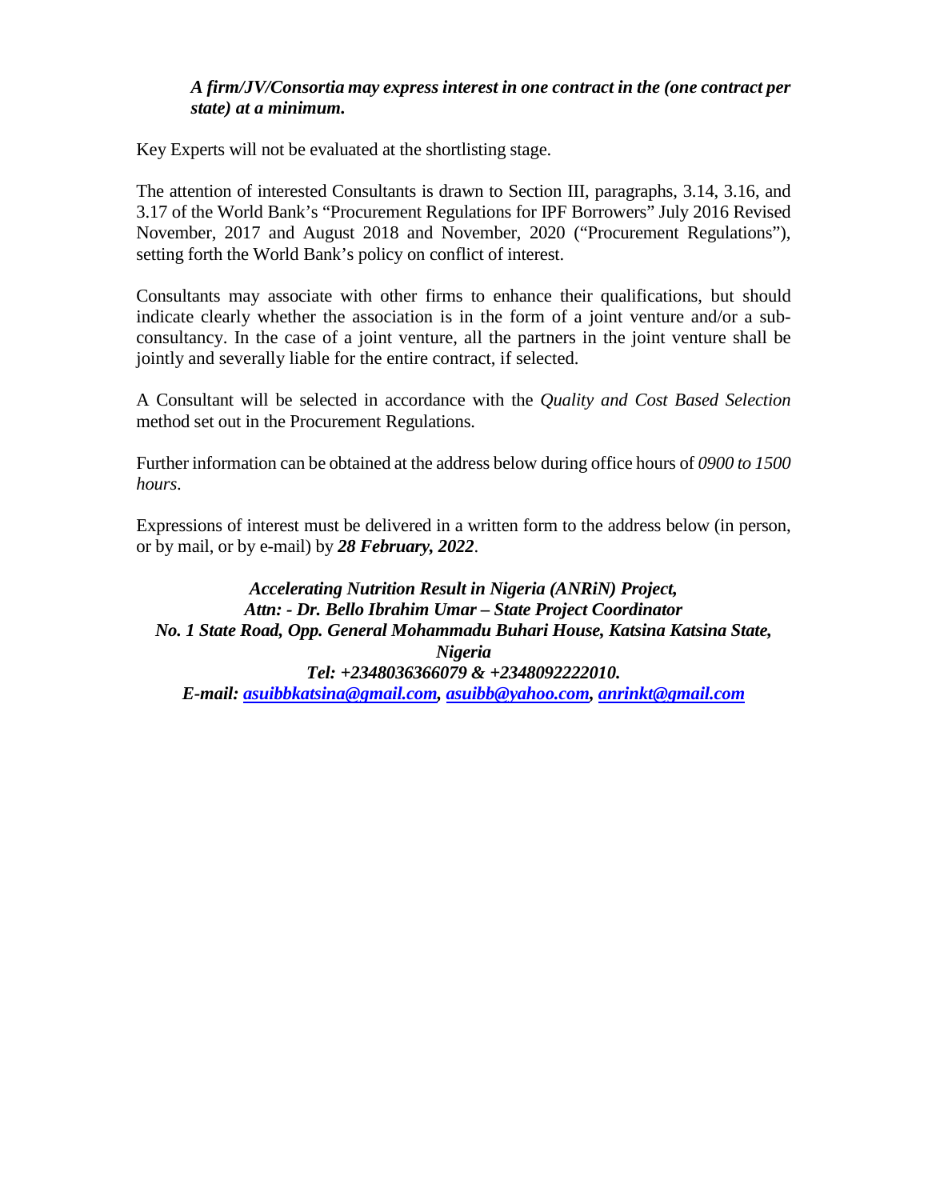***A firm/JV/Consortia may express interest in one contract in the (one contract per state) at a minimum.***

Key Experts will not be evaluated at the shortlisting stage.

The attention of interested Consultants is drawn to Section III, paragraphs, 3.14, 3.16, and 3.17 of the World Bank's "Procurement Regulations for IPF Borrowers" July 2016 Revised November, 2017 and August 2018 and November, 2020 ("Procurement Regulations"), setting forth the World Bank's policy on conflict of interest.

Consultants may associate with other firms to enhance their qualifications, but should indicate clearly whether the association is in the form of a joint venture and/or a sub-consultancy. In the case of a joint venture, all the partners in the joint venture shall be jointly and severally liable for the entire contract, if selected.

A Consultant will be selected in accordance with the *Quality and Cost Based Selection* method set out in the Procurement Regulations.

Further information can be obtained at the address below during office hours of *0900 to 1500 hours*.

Expressions of interest must be delivered in a written form to the address below (in person, or by mail, or by e-mail) by ***28 February, 2022***.

***Accelerating Nutrition Result in Nigeria (ANRiN) Project,***
***Attn: - Dr. Bello Ibrahim Umar – State Project Coordinator***
***No. 1 State Road, Opp. General Mohammadu Buhari House, Katsina Katsina State, Nigeria***
***Tel: +2348036366079 & +2348092222010.***
***E-mail: asuibbkatsina@gmail.com, asuibb@yahoo.com, anrinkt@gmail.com***